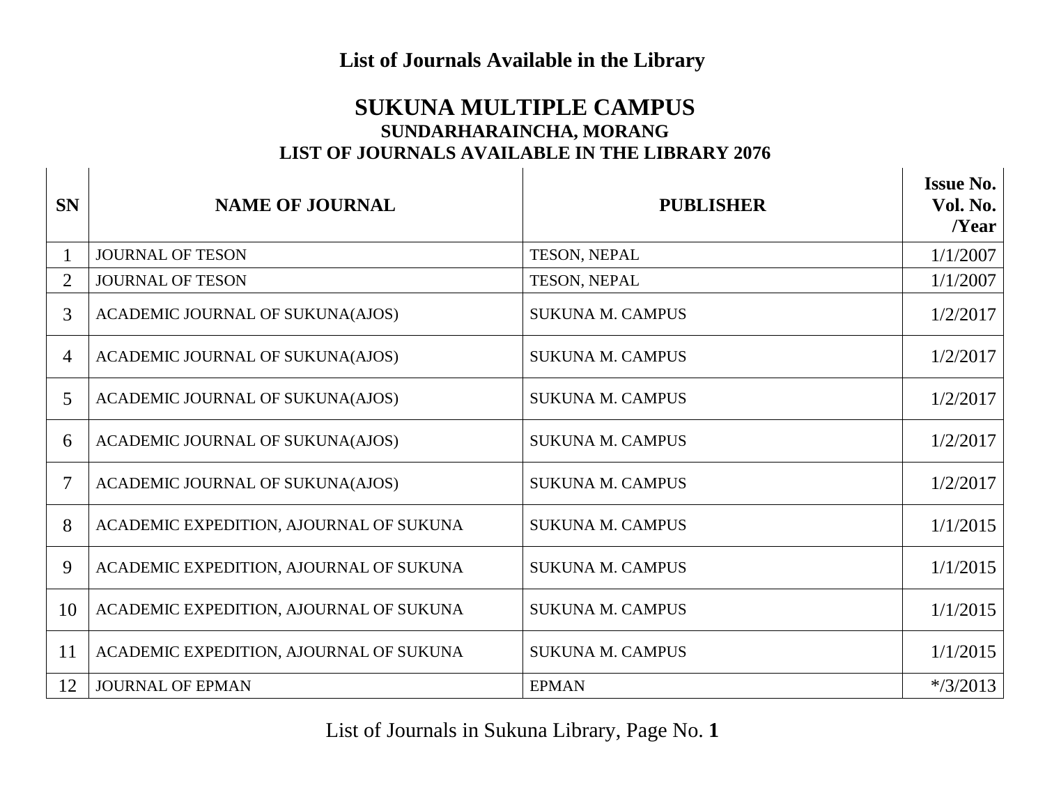# List of Journals Available in the Library

## SUKUNA MULTIPLE CAMPUS

### SUNDARHARAINCHA, MORANG

### LIST OF JOURNALS AVAILABLE IN THE LIBRARY 2076

| SN | NAME OF JOURNAL | PUBLISHER | Issue No. Vol. No. /Year |
|---|---|---|---|
| 1 | JOURNAL OF TESON | TESON, NEPAL | 1/1/2007 |
| 2 | JOURNAL OF TESON | TESON, NEPAL | 1/1/2007 |
| 3 | ACADEMIC JOURNAL OF SUKUNA(AJOS) | SUKUNA M. CAMPUS | 1/2/2017 |
| 4 | ACADEMIC JOURNAL OF SUKUNA(AJOS) | SUKUNA M. CAMPUS | 1/2/2017 |
| 5 | ACADEMIC JOURNAL OF SUKUNA(AJOS) | SUKUNA M. CAMPUS | 1/2/2017 |
| 6 | ACADEMIC JOURNAL OF SUKUNA(AJOS) | SUKUNA M. CAMPUS | 1/2/2017 |
| 7 | ACADEMIC JOURNAL OF SUKUNA(AJOS) | SUKUNA M. CAMPUS | 1/2/2017 |
| 8 | ACADEMIC EXPEDITION, AJOURNAL OF SUKUNA | SUKUNA M. CAMPUS | 1/1/2015 |
| 9 | ACADEMIC EXPEDITION, AJOURNAL OF SUKUNA | SUKUNA M. CAMPUS | 1/1/2015 |
| 10 | ACADEMIC EXPEDITION, AJOURNAL OF SUKUNA | SUKUNA M. CAMPUS | 1/1/2015 |
| 11 | ACADEMIC EXPEDITION, AJOURNAL OF SUKUNA | SUKUNA M. CAMPUS | 1/1/2015 |
| 12 | JOURNAL OF EPMAN | EPMAN | */3/2013 |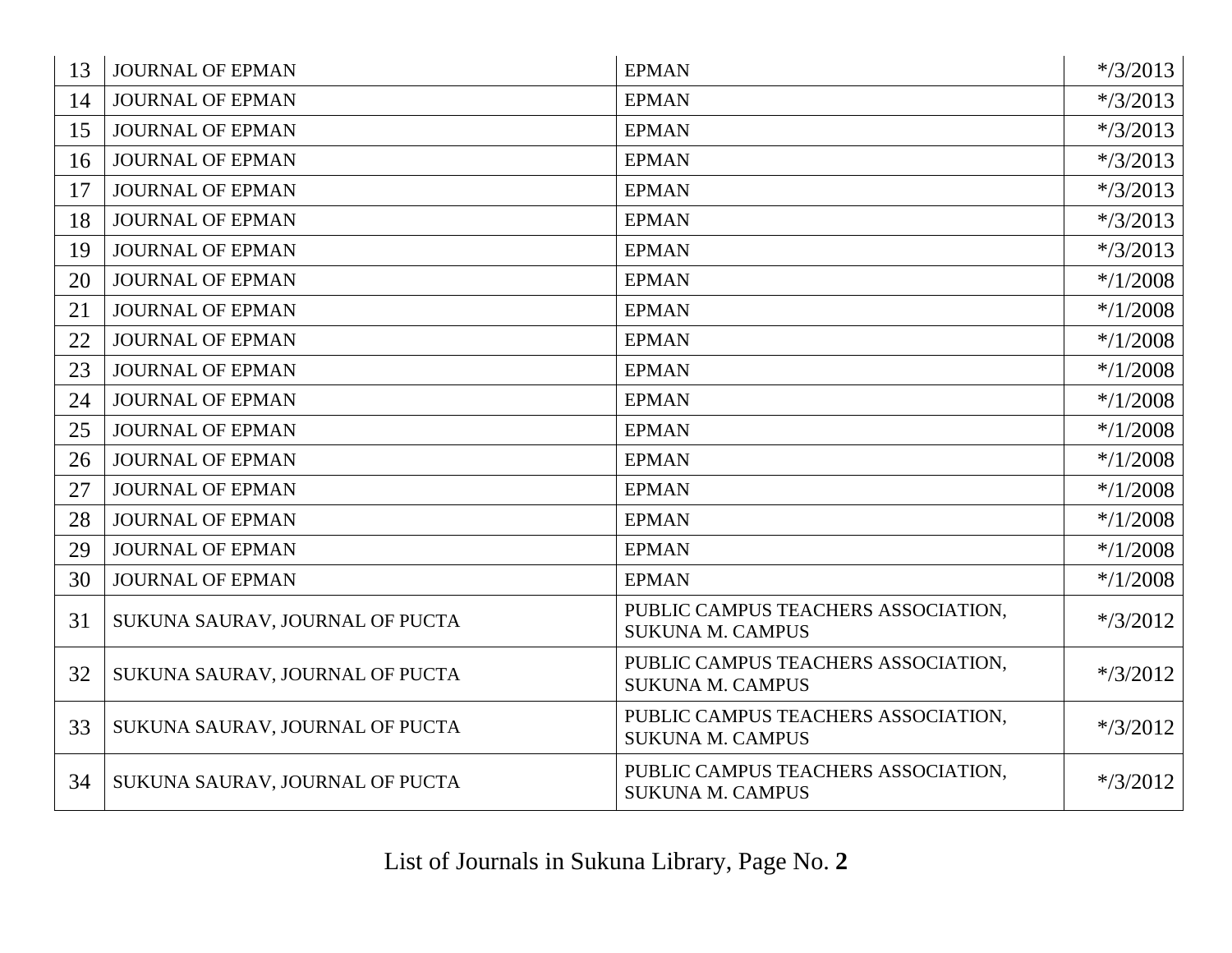| | | | |
|---|---|---|---|
| 13 | JOURNAL OF EPMAN | EPMAN | */3/2013 |
| 14 | JOURNAL OF EPMAN | EPMAN | */3/2013 |
| 15 | JOURNAL OF EPMAN | EPMAN | */3/2013 |
| 16 | JOURNAL OF EPMAN | EPMAN | */3/2013 |
| 17 | JOURNAL OF EPMAN | EPMAN | */3/2013 |
| 18 | JOURNAL OF EPMAN | EPMAN | */3/2013 |
| 19 | JOURNAL OF EPMAN | EPMAN | */3/2013 |
| 20 | JOURNAL OF EPMAN | EPMAN | */1/2008 |
| 21 | JOURNAL OF EPMAN | EPMAN | */1/2008 |
| 22 | JOURNAL OF EPMAN | EPMAN | */1/2008 |
| 23 | JOURNAL OF EPMAN | EPMAN | */1/2008 |
| 24 | JOURNAL OF EPMAN | EPMAN | */1/2008 |
| 25 | JOURNAL OF EPMAN | EPMAN | */1/2008 |
| 26 | JOURNAL OF EPMAN | EPMAN | */1/2008 |
| 27 | JOURNAL OF EPMAN | EPMAN | */1/2008 |
| 28 | JOURNAL OF EPMAN | EPMAN | */1/2008 |
| 29 | JOURNAL OF EPMAN | EPMAN | */1/2008 |
| 30 | JOURNAL OF EPMAN | EPMAN | */1/2008 |
| 31 | SUKUNA SAURAV, JOURNAL OF PUCTA | PUBLIC CAMPUS TEACHERS ASSOCIATION, SUKUNA M. CAMPUS | */3/2012 |
| 32 | SUKUNA SAURAV, JOURNAL OF PUCTA | PUBLIC CAMPUS TEACHERS ASSOCIATION, SUKUNA M. CAMPUS | */3/2012 |
| 33 | SUKUNA SAURAV, JOURNAL OF PUCTA | PUBLIC CAMPUS TEACHERS ASSOCIATION, SUKUNA M. CAMPUS | */3/2012 |
| 34 | SUKUNA SAURAV, JOURNAL OF PUCTA | PUBLIC CAMPUS TEACHERS ASSOCIATION, SUKUNA M. CAMPUS | */3/2012 |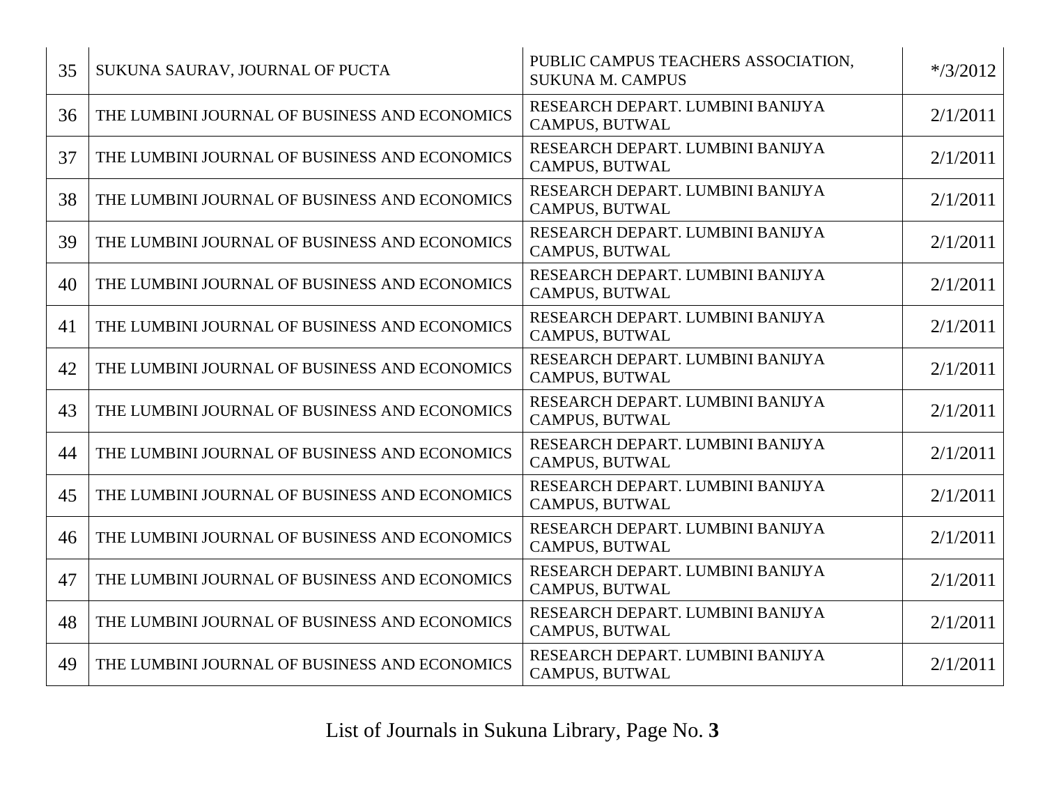| 35 | SUKUNA SAURAV, JOURNAL OF PUCTA | PUBLIC CAMPUS TEACHERS ASSOCIATION, SUKUNA M. CAMPUS | */3/2012 |
|---|---|---|---|
| 36 | THE LUMBINI JOURNAL OF BUSINESS AND ECONOMICS | RESEARCH DEPART. LUMBINI BANIJYA CAMPUS, BUTWAL | 2/1/2011 |
| 37 | THE LUMBINI JOURNAL OF BUSINESS AND ECONOMICS | RESEARCH DEPART. LUMBINI BANIJYA CAMPUS, BUTWAL | 2/1/2011 |
| 38 | THE LUMBINI JOURNAL OF BUSINESS AND ECONOMICS | RESEARCH DEPART. LUMBINI BANIJYA CAMPUS, BUTWAL | 2/1/2011 |
| 39 | THE LUMBINI JOURNAL OF BUSINESS AND ECONOMICS | RESEARCH DEPART. LUMBINI BANIJYA CAMPUS, BUTWAL | 2/1/2011 |
| 40 | THE LUMBINI JOURNAL OF BUSINESS AND ECONOMICS | RESEARCH DEPART. LUMBINI BANIJYA CAMPUS, BUTWAL | 2/1/2011 |
| 41 | THE LUMBINI JOURNAL OF BUSINESS AND ECONOMICS | RESEARCH DEPART. LUMBINI BANIJYA CAMPUS, BUTWAL | 2/1/2011 |
| 42 | THE LUMBINI JOURNAL OF BUSINESS AND ECONOMICS | RESEARCH DEPART. LUMBINI BANIJYA CAMPUS, BUTWAL | 2/1/2011 |
| 43 | THE LUMBINI JOURNAL OF BUSINESS AND ECONOMICS | RESEARCH DEPART. LUMBINI BANIJYA CAMPUS, BUTWAL | 2/1/2011 |
| 44 | THE LUMBINI JOURNAL OF BUSINESS AND ECONOMICS | RESEARCH DEPART. LUMBINI BANIJYA CAMPUS, BUTWAL | 2/1/2011 |
| 45 | THE LUMBINI JOURNAL OF BUSINESS AND ECONOMICS | RESEARCH DEPART. LUMBINI BANIJYA CAMPUS, BUTWAL | 2/1/2011 |
| 46 | THE LUMBINI JOURNAL OF BUSINESS AND ECONOMICS | RESEARCH DEPART. LUMBINI BANIJYA CAMPUS, BUTWAL | 2/1/2011 |
| 47 | THE LUMBINI JOURNAL OF BUSINESS AND ECONOMICS | RESEARCH DEPART. LUMBINI BANIJYA CAMPUS, BUTWAL | 2/1/2011 |
| 48 | THE LUMBINI JOURNAL OF BUSINESS AND ECONOMICS | RESEARCH DEPART. LUMBINI BANIJYA CAMPUS, BUTWAL | 2/1/2011 |
| 49 | THE LUMBINI JOURNAL OF BUSINESS AND ECONOMICS | RESEARCH DEPART. LUMBINI BANIJYA CAMPUS, BUTWAL | 2/1/2011 |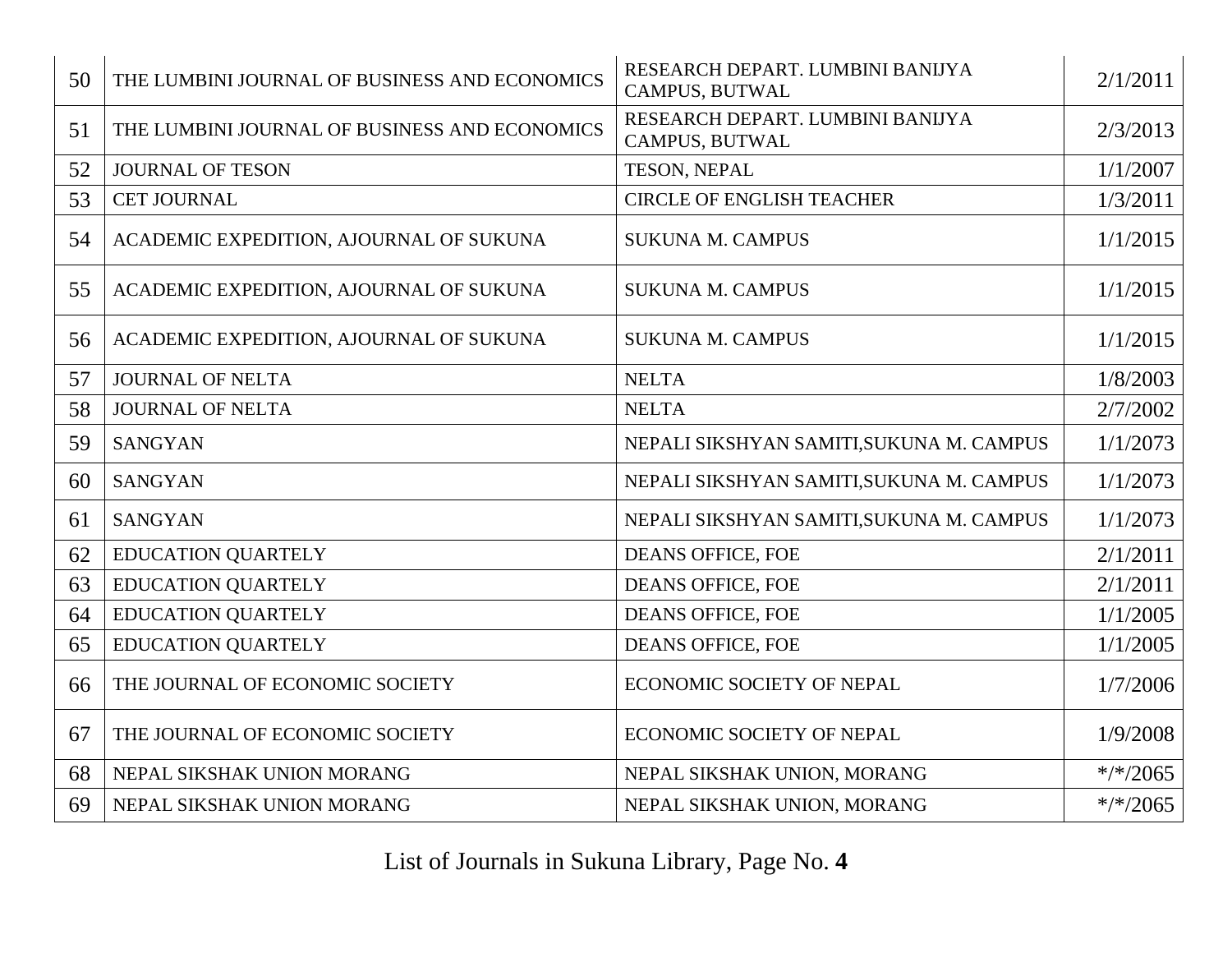| | | | |
|---|---|---|---|
| 50 | THE LUMBINI JOURNAL OF BUSINESS AND ECONOMICS | RESEARCH DEPART. LUMBINI BANIJYA CAMPUS, BUTWAL | 2/1/2011 |
| 51 | THE LUMBINI JOURNAL OF BUSINESS AND ECONOMICS | RESEARCH DEPART. LUMBINI BANIJYA CAMPUS, BUTWAL | 2/3/2013 |
| 52 | JOURNAL OF TESON | TESON, NEPAL | 1/1/2007 |
| 53 | CET JOURNAL | CIRCLE OF ENGLISH TEACHER | 1/3/2011 |
| 54 | ACADEMIC EXPEDITION, AJOURNAL OF SUKUNA | SUKUNA M. CAMPUS | 1/1/2015 |
| 55 | ACADEMIC EXPEDITION, AJOURNAL OF SUKUNA | SUKUNA M. CAMPUS | 1/1/2015 |
| 56 | ACADEMIC EXPEDITION, AJOURNAL OF SUKUNA | SUKUNA M. CAMPUS | 1/1/2015 |
| 57 | JOURNAL OF NELTA | NELTA | 1/8/2003 |
| 58 | JOURNAL OF NELTA | NELTA | 2/7/2002 |
| 59 | SANGYAN | NEPALI SIKSHYAN SAMITI,SUKUNA M. CAMPUS | 1/1/2073 |
| 60 | SANGYAN | NEPALI SIKSHYAN SAMITI,SUKUNA M. CAMPUS | 1/1/2073 |
| 61 | SANGYAN | NEPALI SIKSHYAN SAMITI,SUKUNA M. CAMPUS | 1/1/2073 |
| 62 | EDUCATION QUARTELY | DEANS OFFICE, FOE | 2/1/2011 |
| 63 | EDUCATION QUARTELY | DEANS OFFICE, FOE | 2/1/2011 |
| 64 | EDUCATION QUARTELY | DEANS OFFICE, FOE | 1/1/2005 |
| 65 | EDUCATION QUARTELY | DEANS OFFICE, FOE | 1/1/2005 |
| 66 | THE JOURNAL OF ECONOMIC SOCIETY | ECONOMIC SOCIETY OF NEPAL | 1/7/2006 |
| 67 | THE JOURNAL OF ECONOMIC SOCIETY | ECONOMIC SOCIETY OF NEPAL | 1/9/2008 |
| 68 | NEPAL SIKSHAK UNION MORANG | NEPAL SIKSHAK UNION, MORANG | */*/2065 |
| 69 | NEPAL SIKSHAK UNION MORANG | NEPAL SIKSHAK UNION, MORANG | */*/2065 |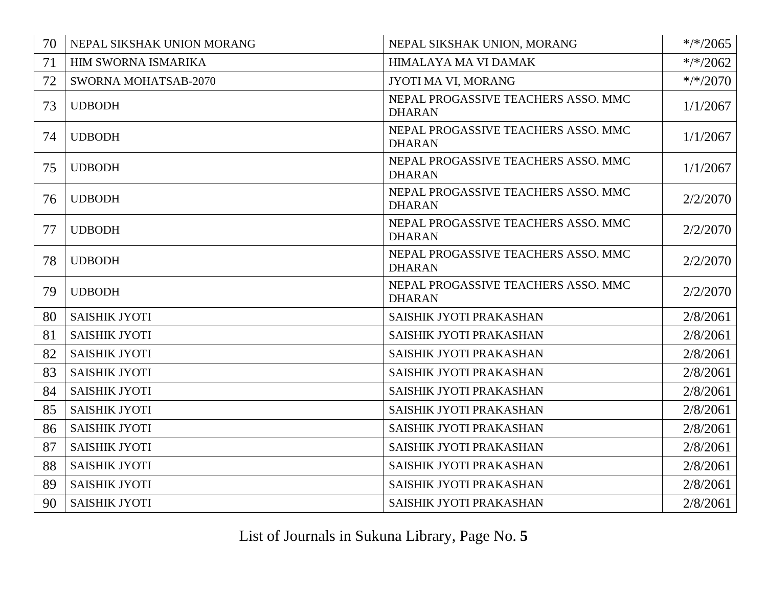| 70 | NEPAL SIKSHAK UNION MORANG | NEPAL SIKSHAK UNION, MORANG | */*/2065 |
|---|---|---|---|
| 71 | HIM SWORNA ISMARIKA | HIMALAYA MA VI DAMAK | */*/2062 |
| 72 | SWORNA MOHATSAB-2070 | JYOTI MA VI, MORANG | */*/2070 |
| 73 | UDBODH | NEPAL PROGASSIVE TEACHERS ASSO. MMC DHARAN | 1/1/2067 |
| 74 | UDBODH | NEPAL PROGASSIVE TEACHERS ASSO. MMC DHARAN | 1/1/2067 |
| 75 | UDBODH | NEPAL PROGASSIVE TEACHERS ASSO. MMC DHARAN | 1/1/2067 |
| 76 | UDBODH | NEPAL PROGASSIVE TEACHERS ASSO. MMC DHARAN | 2/2/2070 |
| 77 | UDBODH | NEPAL PROGASSIVE TEACHERS ASSO. MMC DHARAN | 2/2/2070 |
| 78 | UDBODH | NEPAL PROGASSIVE TEACHERS ASSO. MMC DHARAN | 2/2/2070 |
| 79 | UDBODH | NEPAL PROGASSIVE TEACHERS ASSO. MMC DHARAN | 2/2/2070 |
| 80 | SAISHIK JYOTI | SAISHIK JYOTI PRAKASHAN | 2/8/2061 |
| 81 | SAISHIK JYOTI | SAISHIK JYOTI PRAKASHAN | 2/8/2061 |
| 82 | SAISHIK JYOTI | SAISHIK JYOTI PRAKASHAN | 2/8/2061 |
| 83 | SAISHIK JYOTI | SAISHIK JYOTI PRAKASHAN | 2/8/2061 |
| 84 | SAISHIK JYOTI | SAISHIK JYOTI PRAKASHAN | 2/8/2061 |
| 85 | SAISHIK JYOTI | SAISHIK JYOTI PRAKASHAN | 2/8/2061 |
| 86 | SAISHIK JYOTI | SAISHIK JYOTI PRAKASHAN | 2/8/2061 |
| 87 | SAISHIK JYOTI | SAISHIK JYOTI PRAKASHAN | 2/8/2061 |
| 88 | SAISHIK JYOTI | SAISHIK JYOTI PRAKASHAN | 2/8/2061 |
| 89 | SAISHIK JYOTI | SAISHIK JYOTI PRAKASHAN | 2/8/2061 |
| 90 | SAISHIK JYOTI | SAISHIK JYOTI PRAKASHAN | 2/8/2061 |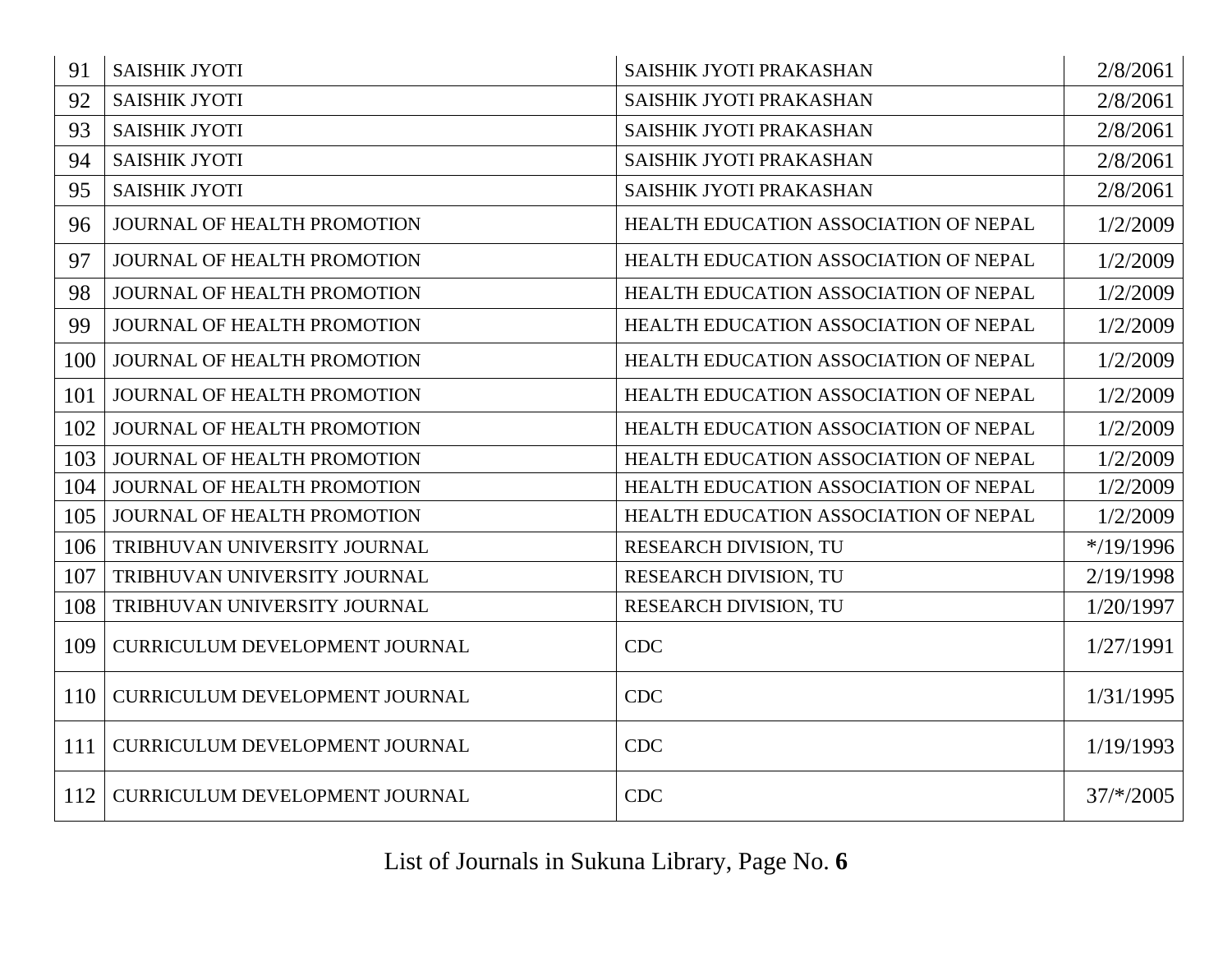| 91 | SAISHIK JYOTI | SAISHIK JYOTI PRAKASHAN | 2/8/2061 |
|---|---|---|---|
| 92 | SAISHIK JYOTI | SAISHIK JYOTI PRAKASHAN | 2/8/2061 |
| 93 | SAISHIK JYOTI | SAISHIK JYOTI PRAKASHAN | 2/8/2061 |
| 94 | SAISHIK JYOTI | SAISHIK JYOTI PRAKASHAN | 2/8/2061 |
| 95 | SAISHIK JYOTI | SAISHIK JYOTI PRAKASHAN | 2/8/2061 |
| 96 | JOURNAL OF HEALTH PROMOTION | HEALTH EDUCATION ASSOCIATION OF NEPAL | 1/2/2009 |
| 97 | JOURNAL OF HEALTH PROMOTION | HEALTH EDUCATION ASSOCIATION OF NEPAL | 1/2/2009 |
| 98 | JOURNAL OF HEALTH PROMOTION | HEALTH EDUCATION ASSOCIATION OF NEPAL | 1/2/2009 |
| 99 | JOURNAL OF HEALTH PROMOTION | HEALTH EDUCATION ASSOCIATION OF NEPAL | 1/2/2009 |
| 100 | JOURNAL OF HEALTH PROMOTION | HEALTH EDUCATION ASSOCIATION OF NEPAL | 1/2/2009 |
| 101 | JOURNAL OF HEALTH PROMOTION | HEALTH EDUCATION ASSOCIATION OF NEPAL | 1/2/2009 |
| 102 | JOURNAL OF HEALTH PROMOTION | HEALTH EDUCATION ASSOCIATION OF NEPAL | 1/2/2009 |
| 103 | JOURNAL OF HEALTH PROMOTION | HEALTH EDUCATION ASSOCIATION OF NEPAL | 1/2/2009 |
| 104 | JOURNAL OF HEALTH PROMOTION | HEALTH EDUCATION ASSOCIATION OF NEPAL | 1/2/2009 |
| 105 | JOURNAL OF HEALTH PROMOTION | HEALTH EDUCATION ASSOCIATION OF NEPAL | 1/2/2009 |
| 106 | TRIBHUVAN UNIVERSITY JOURNAL | RESEARCH DIVISION, TU | */19/1996 |
| 107 | TRIBHUVAN UNIVERSITY JOURNAL | RESEARCH DIVISION, TU | 2/19/1998 |
| 108 | TRIBHUVAN UNIVERSITY JOURNAL | RESEARCH DIVISION, TU | 1/20/1997 |
| 109 | CURRICULUM DEVELOPMENT JOURNAL | CDC | 1/27/1991 |
| 110 | CURRICULUM DEVELOPMENT JOURNAL | CDC | 1/31/1995 |
| 111 | CURRICULUM DEVELOPMENT JOURNAL | CDC | 1/19/1993 |
| 112 | CURRICULUM DEVELOPMENT JOURNAL | CDC | 37/*/2005 |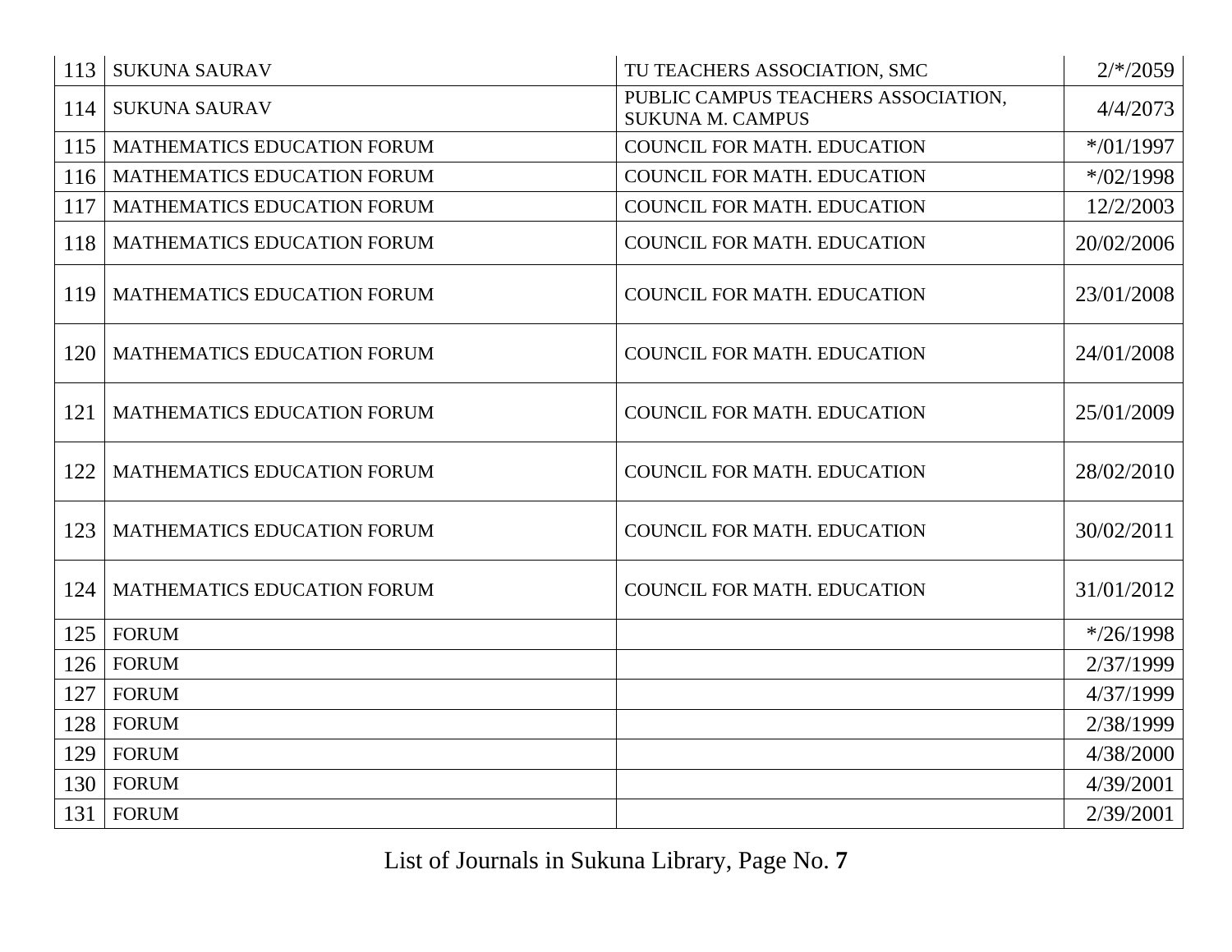| | | | |
|---|---|---|---|
| 113 | SUKUNA SAURAV | TU TEACHERS ASSOCIATION, SMC | 2/*/2059 |
| 114 | SUKUNA SAURAV | PUBLIC CAMPUS TEACHERS ASSOCIATION, SUKUNA M. CAMPUS | 4/4/2073 |
| 115 | MATHEMATICS EDUCATION FORUM | COUNCIL FOR MATH. EDUCATION | */01/1997 |
| 116 | MATHEMATICS EDUCATION FORUM | COUNCIL FOR MATH. EDUCATION | */02/1998 |
| 117 | MATHEMATICS EDUCATION FORUM | COUNCIL FOR MATH. EDUCATION | 12/2/2003 |
| 118 | MATHEMATICS EDUCATION FORUM | COUNCIL FOR MATH. EDUCATION | 20/02/2006 |
| 119 | MATHEMATICS EDUCATION FORUM | COUNCIL FOR MATH. EDUCATION | 23/01/2008 |
| 120 | MATHEMATICS EDUCATION FORUM | COUNCIL FOR MATH. EDUCATION | 24/01/2008 |
| 121 | MATHEMATICS EDUCATION FORUM | COUNCIL FOR MATH. EDUCATION | 25/01/2009 |
| 122 | MATHEMATICS EDUCATION FORUM | COUNCIL FOR MATH. EDUCATION | 28/02/2010 |
| 123 | MATHEMATICS EDUCATION FORUM | COUNCIL FOR MATH. EDUCATION | 30/02/2011 |
| 124 | MATHEMATICS EDUCATION FORUM | COUNCIL FOR MATH. EDUCATION | 31/01/2012 |
| 125 | FORUM | | */26/1998 |
| 126 | FORUM | | 2/37/1999 |
| 127 | FORUM | | 4/37/1999 |
| 128 | FORUM | | 2/38/1999 |
| 129 | FORUM | | 4/38/2000 |
| 130 | FORUM | | 4/39/2001 |
| 131 | FORUM | | 2/39/2001 |

List of Journals in Sukuna Library, Page No. **7**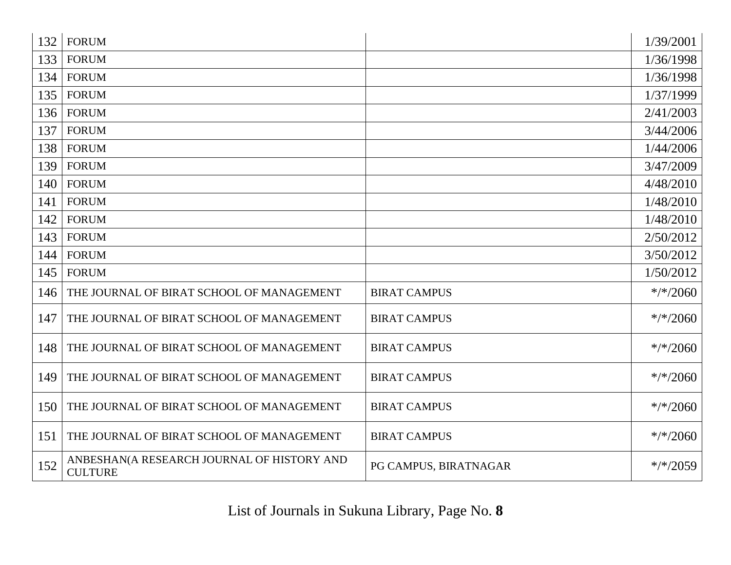| | | | |
|---|---|---|---|
| 132 | FORUM | | 1/39/2001 |
| 133 | FORUM | | 1/36/1998 |
| 134 | FORUM | | 1/36/1998 |
| 135 | FORUM | | 1/37/1999 |
| 136 | FORUM | | 2/41/2003 |
| 137 | FORUM | | 3/44/2006 |
| 138 | FORUM | | 1/44/2006 |
| 139 | FORUM | | 3/47/2009 |
| 140 | FORUM | | 4/48/2010 |
| 141 | FORUM | | 1/48/2010 |
| 142 | FORUM | | 1/48/2010 |
| 143 | FORUM | | 2/50/2012 |
| 144 | FORUM | | 3/50/2012 |
| 145 | FORUM | | 1/50/2012 |
| 146 | THE JOURNAL OF BIRAT SCHOOL OF MANAGEMENT | BIRAT CAMPUS | */*/2060 |
| 147 | THE JOURNAL OF BIRAT SCHOOL OF MANAGEMENT | BIRAT CAMPUS | */*/2060 |
| 148 | THE JOURNAL OF BIRAT SCHOOL OF MANAGEMENT | BIRAT CAMPUS | */*/2060 |
| 149 | THE JOURNAL OF BIRAT SCHOOL OF MANAGEMENT | BIRAT CAMPUS | */*/2060 |
| 150 | THE JOURNAL OF BIRAT SCHOOL OF MANAGEMENT | BIRAT CAMPUS | */*/2060 |
| 151 | THE JOURNAL OF BIRAT SCHOOL OF MANAGEMENT | BIRAT CAMPUS | */*/2060 |
| 152 | ANBESHAN(A RESEARCH JOURNAL OF HISTORY AND CULTURE | PG CAMPUS, BIRATNAGAR | */*/2059 |

List of Journals in Sukuna Library, Page No. **8**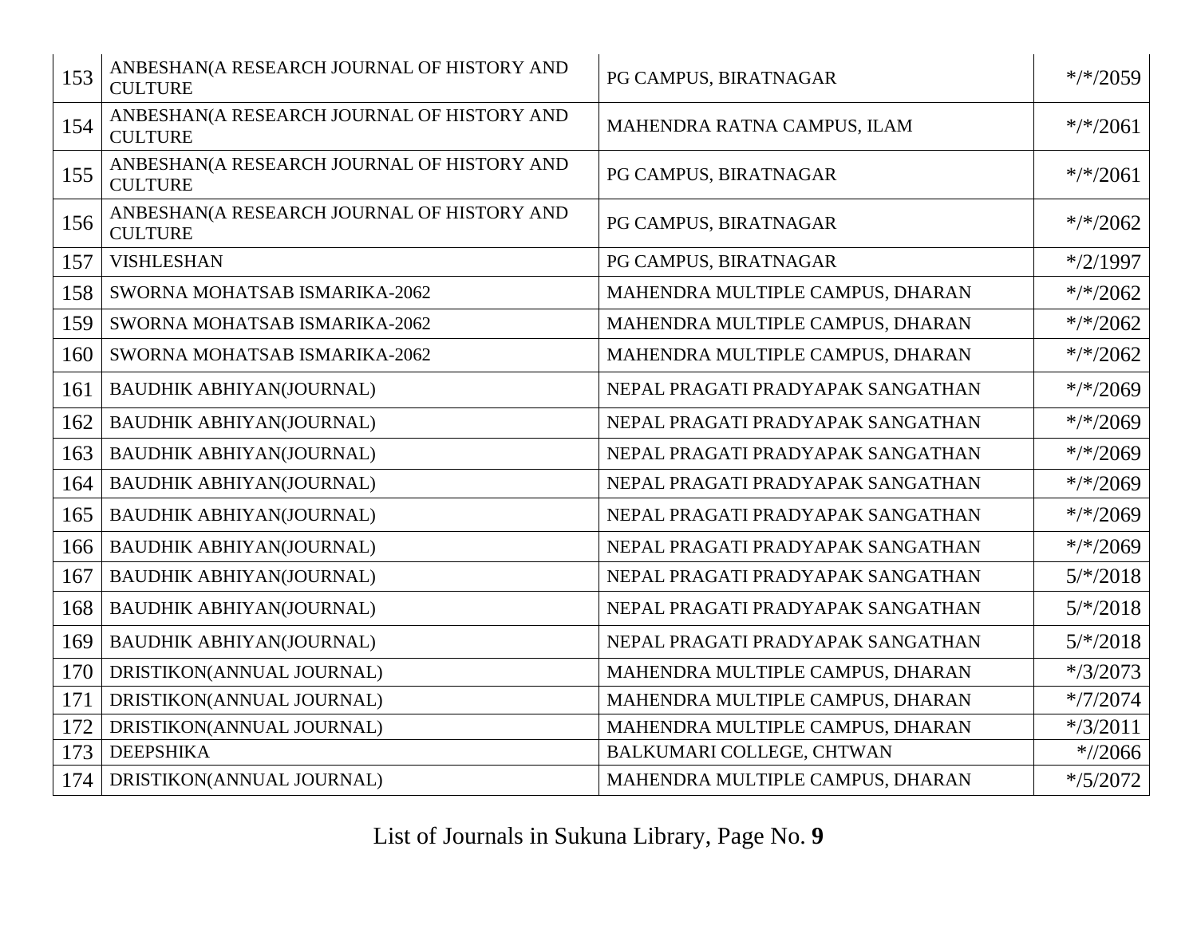| | | | |
|---|---|---|---|
| 153 | ANBESHAN(A RESEARCH JOURNAL OF HISTORY AND CULTURE | PG CAMPUS, BIRATNAGAR | */*/2059 |
| 154 | ANBESHAN(A RESEARCH JOURNAL OF HISTORY AND CULTURE | MAHENDRA RATNA CAMPUS, ILAM | */*/2061 |
| 155 | ANBESHAN(A RESEARCH JOURNAL OF HISTORY AND CULTURE | PG CAMPUS, BIRATNAGAR | */*/2061 |
| 156 | ANBESHAN(A RESEARCH JOURNAL OF HISTORY AND CULTURE | PG CAMPUS, BIRATNAGAR | */*/2062 |
| 157 | VISHLESHAN | PG CAMPUS, BIRATNAGAR | */2/1997 |
| 158 | SWORNA MOHATSAB ISMARIKA-2062 | MAHENDRA MULTIPLE CAMPUS, DHARAN | */*/2062 |
| 159 | SWORNA MOHATSAB ISMARIKA-2062 | MAHENDRA MULTIPLE CAMPUS, DHARAN | */*/2062 |
| 160 | SWORNA MOHATSAB ISMARIKA-2062 | MAHENDRA MULTIPLE CAMPUS, DHARAN | */*/2062 |
| 161 | BAUDHIK ABHIYAN(JOURNAL) | NEPAL PRAGATI PRADYAPAK SANGATHAN | */*/2069 |
| 162 | BAUDHIK ABHIYAN(JOURNAL) | NEPAL PRAGATI PRADYAPAK SANGATHAN | */*/2069 |
| 163 | BAUDHIK ABHIYAN(JOURNAL) | NEPAL PRAGATI PRADYAPAK SANGATHAN | */*/2069 |
| 164 | BAUDHIK ABHIYAN(JOURNAL) | NEPAL PRAGATI PRADYAPAK SANGATHAN | */*/2069 |
| 165 | BAUDHIK ABHIYAN(JOURNAL) | NEPAL PRAGATI PRADYAPAK SANGATHAN | */*/2069 |
| 166 | BAUDHIK ABHIYAN(JOURNAL) | NEPAL PRAGATI PRADYAPAK SANGATHAN | */*/2069 |
| 167 | BAUDHIK ABHIYAN(JOURNAL) | NEPAL PRAGATI PRADYAPAK SANGATHAN | 5/*/2018 |
| 168 | BAUDHIK ABHIYAN(JOURNAL) | NEPAL PRAGATI PRADYAPAK SANGATHAN | 5/*/2018 |
| 169 | BAUDHIK ABHIYAN(JOURNAL) | NEPAL PRAGATI PRADYAPAK SANGATHAN | 5/*/2018 |
| 170 | DRISTIKON(ANNUAL JOURNAL) | MAHENDRA MULTIPLE CAMPUS, DHARAN | */3/2073 |
| 171 | DRISTIKON(ANNUAL JOURNAL) | MAHENDRA MULTIPLE CAMPUS, DHARAN | */7/2074 |
| 172 | DRISTIKON(ANNUAL JOURNAL) | MAHENDRA MULTIPLE CAMPUS, DHARAN | */3/2011 |
| 173 | DEEPSHIKA | BALKUMARI COLLEGE, CHTWAN | *//2066 |
| 174 | DRISTIKON(ANNUAL JOURNAL) | MAHENDRA MULTIPLE CAMPUS, DHARAN | */5/2072 |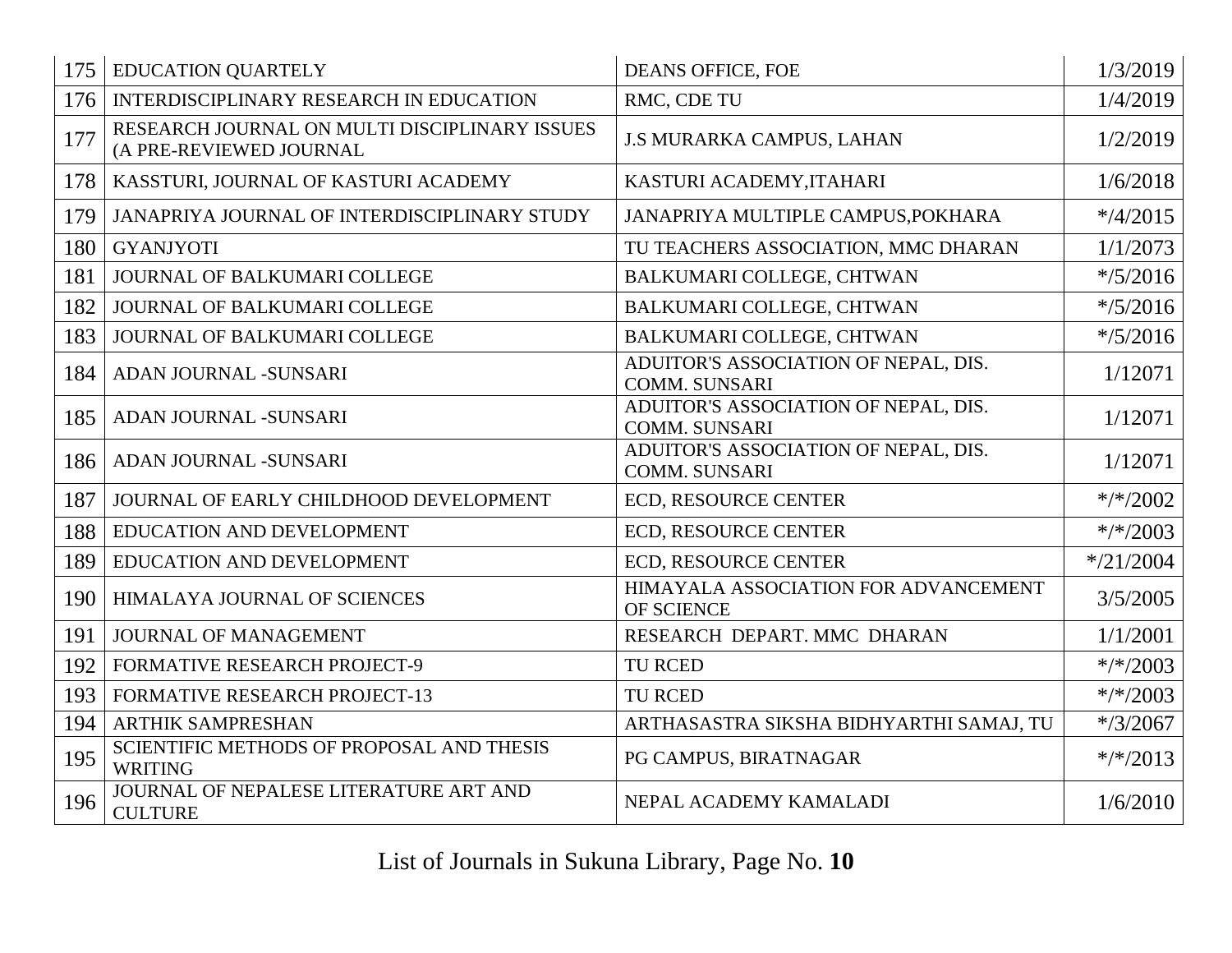| 175 | EDUCATION QUARTELY | DEANS OFFICE, FOE | 1/3/2019 |
|---|---|---|---|
| 176 | INTERDISCIPLINARY RESEARCH IN EDUCATION | RMC, CDE TU | 1/4/2019 |
| 177 | RESEARCH JOURNAL ON MULTI DISCIPLINARY ISSUES (A PRE-REVIEWED JOURNAL | J.S MURARKA CAMPUS, LAHAN | 1/2/2019 |
| 178 | KASSTURI, JOURNAL OF KASTURI ACADEMY | KASTURI ACADEMY,ITAHARI | 1/6/2018 |
| 179 | JANAPRIYA JOURNAL OF INTERDISCIPLINARY STUDY | JANAPRIYA MULTIPLE CAMPUS,POKHARA | */4/2015 |
| 180 | GYANJYOTI | TU TEACHERS ASSOCIATION, MMC DHARAN | 1/1/2073 |
| 181 | JOURNAL OF BALKUMARI COLLEGE | BALKUMARI COLLEGE, CHTWAN | */5/2016 |
| 182 | JOURNAL OF BALKUMARI COLLEGE | BALKUMARI COLLEGE, CHTWAN | */5/2016 |
| 183 | JOURNAL OF BALKUMARI COLLEGE | BALKUMARI COLLEGE, CHTWAN | */5/2016 |
| 184 | ADAN JOURNAL -SUNSARI | ADUITOR'S ASSOCIATION OF NEPAL, DIS. COMM. SUNSARI | 1/12071 |
| 185 | ADAN JOURNAL -SUNSARI | ADUITOR'S ASSOCIATION OF NEPAL, DIS. COMM. SUNSARI | 1/12071 |
| 186 | ADAN JOURNAL -SUNSARI | ADUITOR'S ASSOCIATION OF NEPAL, DIS. COMM. SUNSARI | 1/12071 |
| 187 | JOURNAL OF EARLY CHILDHOOD DEVELOPMENT | ECD, RESOURCE CENTER | */*/2002 |
| 188 | EDUCATION AND DEVELOPMENT | ECD, RESOURCE CENTER | */*/2003 |
| 189 | EDUCATION AND DEVELOPMENT | ECD, RESOURCE CENTER | */21/2004 |
| 190 | HIMALAYA JOURNAL OF SCIENCES | HIMAYALA ASSOCIATION FOR ADVANCEMENT OF SCIENCE | 3/5/2005 |
| 191 | JOURNAL OF MANAGEMENT | RESEARCH DEPART. MMC DHARAN | 1/1/2001 |
| 192 | FORMATIVE RESEARCH PROJECT-9 | TU RCED | */*/2003 |
| 193 | FORMATIVE RESEARCH PROJECT-13 | TU RCED | */*/2003 |
| 194 | ARTHIK SAMPRESHAN | ARTHASASTRA SIKSHA BIDHYARTHI SAMAJ, TU | */3/2067 |
| 195 | SCIENTIFIC METHODS OF PROPOSAL AND THESIS WRITING | PG CAMPUS, BIRATNAGAR | */*/2013 |
| 196 | JOURNAL OF NEPALESE LITERATURE ART AND CULTURE | NEPAL ACADEMY KAMALADI | 1/6/2010 |

List of Journals in Sukuna Library, Page No. **10**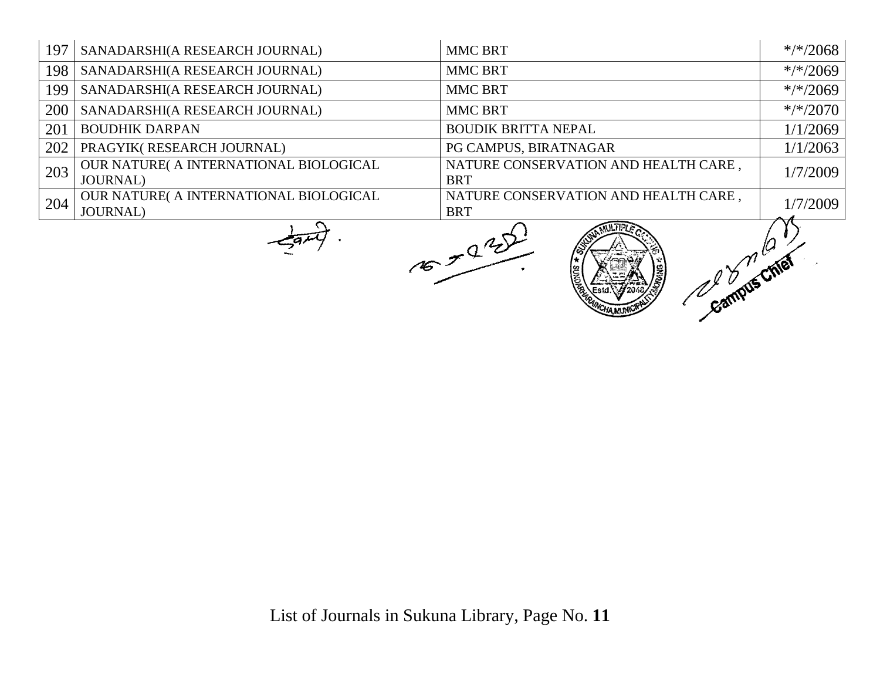| | | | |
|---|---|---|---|
| 197 | SANADARSHI(A RESEARCH JOURNAL) | MMC BRT | */*/2068 |
| 198 | SANADARSHI(A RESEARCH JOURNAL) | MMC BRT | */*/2069 |
| 199 | SANADARSHI(A RESEARCH JOURNAL) | MMC BRT | */*/2069 |
| 200 | SANADARSHI(A RESEARCH JOURNAL) | MMC BRT | */*/2070 |
| 201 | BOUDHIK DARPAN | BOUDIK BRITTA NEPAL | 1/1/2069 |
| 202 | PRAGYIK( RESEARCH JOURNAL) | PG CAMPUS, BIRATNAGAR | 1/1/2063 |
| 203 | OUR NATURE( A INTERNATIONAL BIOLOGICAL JOURNAL) | NATURE CONSERVATION AND HEALTH CARE , BRT | 1/7/2009 |
| 204 | OUR NATURE( A INTERNATIONAL BIOLOGICAL JOURNAL) | NATURE CONSERVATION AND HEALTH CARE , BRT | 1/7/2009 |

SUKUNA MULTIPLE CAMPUS, SUNDARHARAINCHA MUNICIPALITY, MORANG, Estd. 2040

Campus Chief

List of Journals in Sukuna Library, Page No. **11**